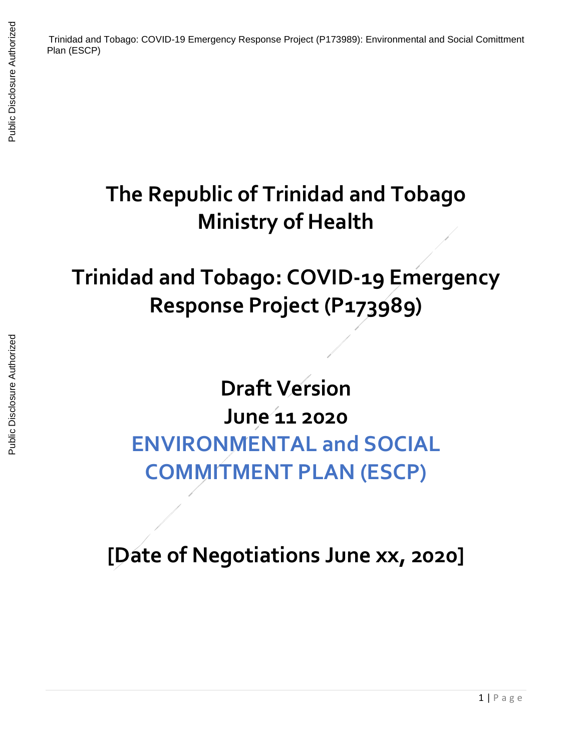# The Republic of Trinidad and Tobago
# Ministry of Health

# Trinidad and Tobago: COVID-19 Emergency Response Project (P173989)

## Draft Version

## June 11 2020

# ENVIRONMENTAL and SOCIAL COMMITMENT PLAN (ESCP)

## [Date of Negotiations June xx, 2020]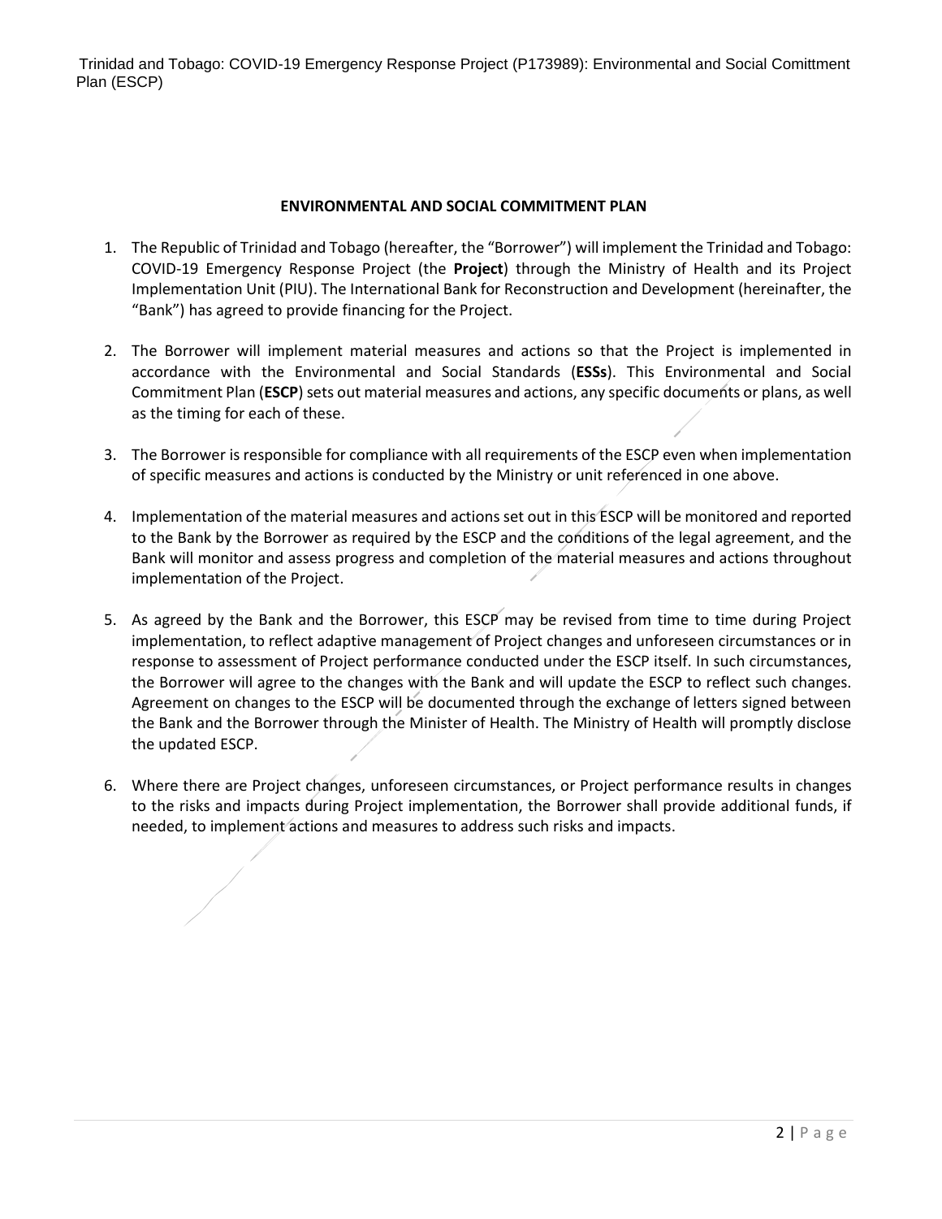## ENVIRONMENTAL AND SOCIAL COMMITMENT PLAN

1. The Republic of Trinidad and Tobago (hereafter, the "Borrower") will implement the Trinidad and Tobago: COVID-19 Emergency Response Project (the **Project**) through the Ministry of Health and its Project Implementation Unit (PIU). The International Bank for Reconstruction and Development (hereinafter, the "Bank") has agreed to provide financing for the Project.

2. The Borrower will implement material measures and actions so that the Project is implemented in accordance with the Environmental and Social Standards (**ESSs**). This Environmental and Social Commitment Plan (**ESCP**) sets out material measures and actions, any specific documents or plans, as well as the timing for each of these.

3. The Borrower is responsible for compliance with all requirements of the ESCP even when implementation of specific measures and actions is conducted by the Ministry or unit referenced in one above.

4. Implementation of the material measures and actions set out in this ESCP will be monitored and reported to the Bank by the Borrower as required by the ESCP and the conditions of the legal agreement, and the Bank will monitor and assess progress and completion of the material measures and actions throughout implementation of the Project.

5. As agreed by the Bank and the Borrower, this ESCP may be revised from time to time during Project implementation, to reflect adaptive management of Project changes and unforeseen circumstances or in response to assessment of Project performance conducted under the ESCP itself. In such circumstances, the Borrower will agree to the changes with the Bank and will update the ESCP to reflect such changes. Agreement on changes to the ESCP will be documented through the exchange of letters signed between the Bank and the Borrower through the Minister of Health. The Ministry of Health will promptly disclose the updated ESCP.

6. Where there are Project changes, unforeseen circumstances, or Project performance results in changes to the risks and impacts during Project implementation, the Borrower shall provide additional funds, if needed, to implement actions and measures to address such risks and impacts.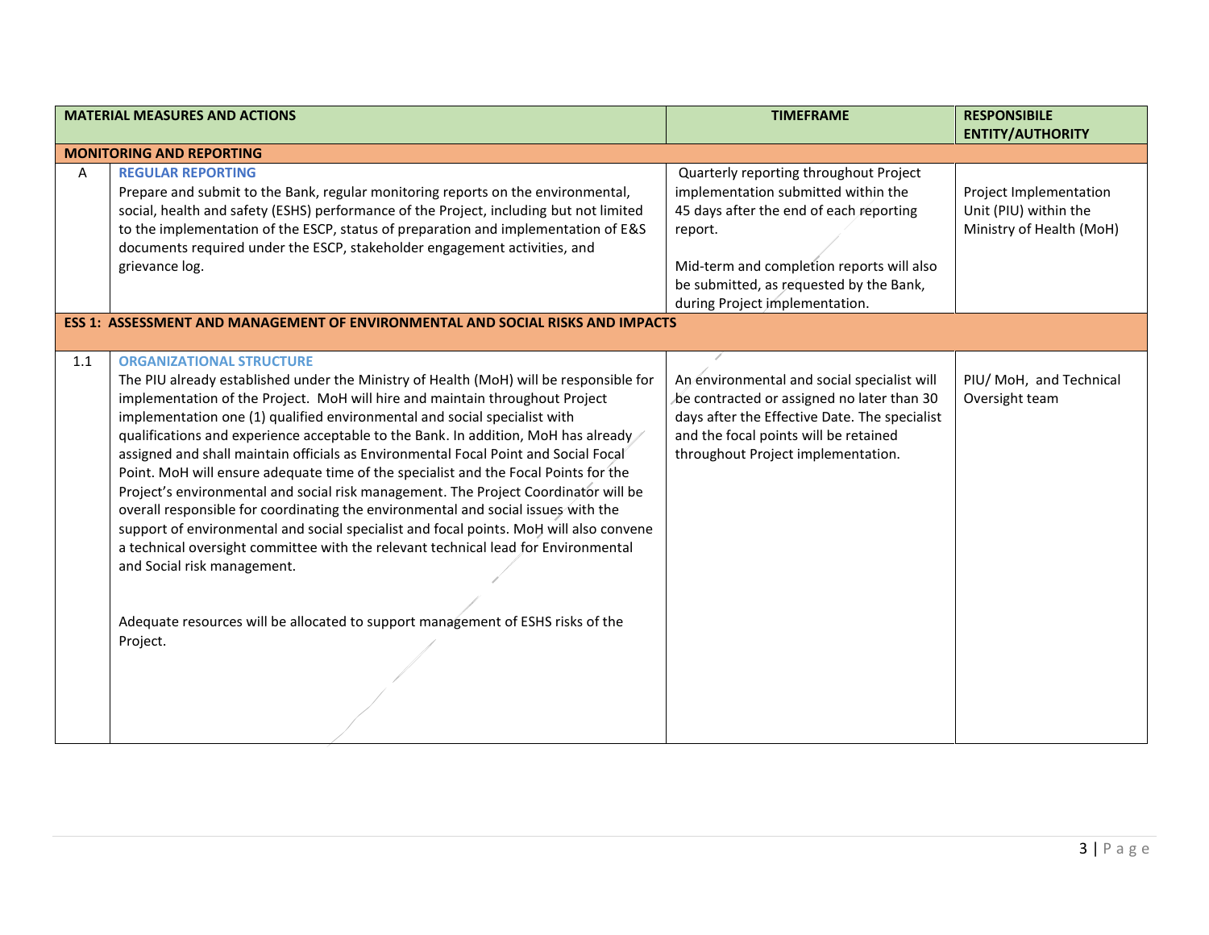| | MATERIAL MEASURES AND ACTIONS | TIMEFRAME | RESPONSIBILE ENTITY/AUTHORITY |
|---|---|---|---|
| **MONITORING AND REPORTING** | | | |
| A | **REGULAR REPORTING**<br>Prepare and submit to the Bank, regular monitoring reports on the environmental, social, health and safety (ESHS) performance of the Project, including but not limited to the implementation of the ESCP, status of preparation and implementation of E&S documents required under the ESCP, stakeholder engagement activities, and grievance log. | Quarterly reporting throughout Project implementation submitted within the 45 days after the end of each reporting report.<br><br>Mid-term and completion reports will also be submitted, as requested by the Bank, during Project implementation. | Project Implementation Unit (PIU) within the Ministry of Health (MoH) |
| **ESS 1: ASSESSMENT AND MANAGEMENT OF ENVIRONMENTAL AND SOCIAL RISKS AND IMPACTS** | | | |
| 1.1 | **ORGANIZATIONAL STRUCTURE**<br>The PIU already established under the Ministry of Health (MoH) will be responsible for implementation of the Project. MoH will hire and maintain throughout Project implementation one (1) qualified environmental and social specialist with qualifications and experience acceptable to the Bank. In addition, MoH has already assigned and shall maintain officials as Environmental Focal Point and Social Focal Point. MoH will ensure adequate time of the specialist and the Focal Points for the Project's environmental and social risk management. The Project Coordinator will be overall responsible for coordinating the environmental and social issues with the support of environmental and social specialist and focal points. MoH will also convene a technical oversight committee with the relevant technical lead for Environmental and Social risk management.<br><br>Adequate resources will be allocated to support management of ESHS risks of the Project. | An environmental and social specialist will be contracted or assigned no later than 30 days after the Effective Date. The specialist and the focal points will be retained throughout Project implementation. | PIU/ MoH, and Technical Oversight team |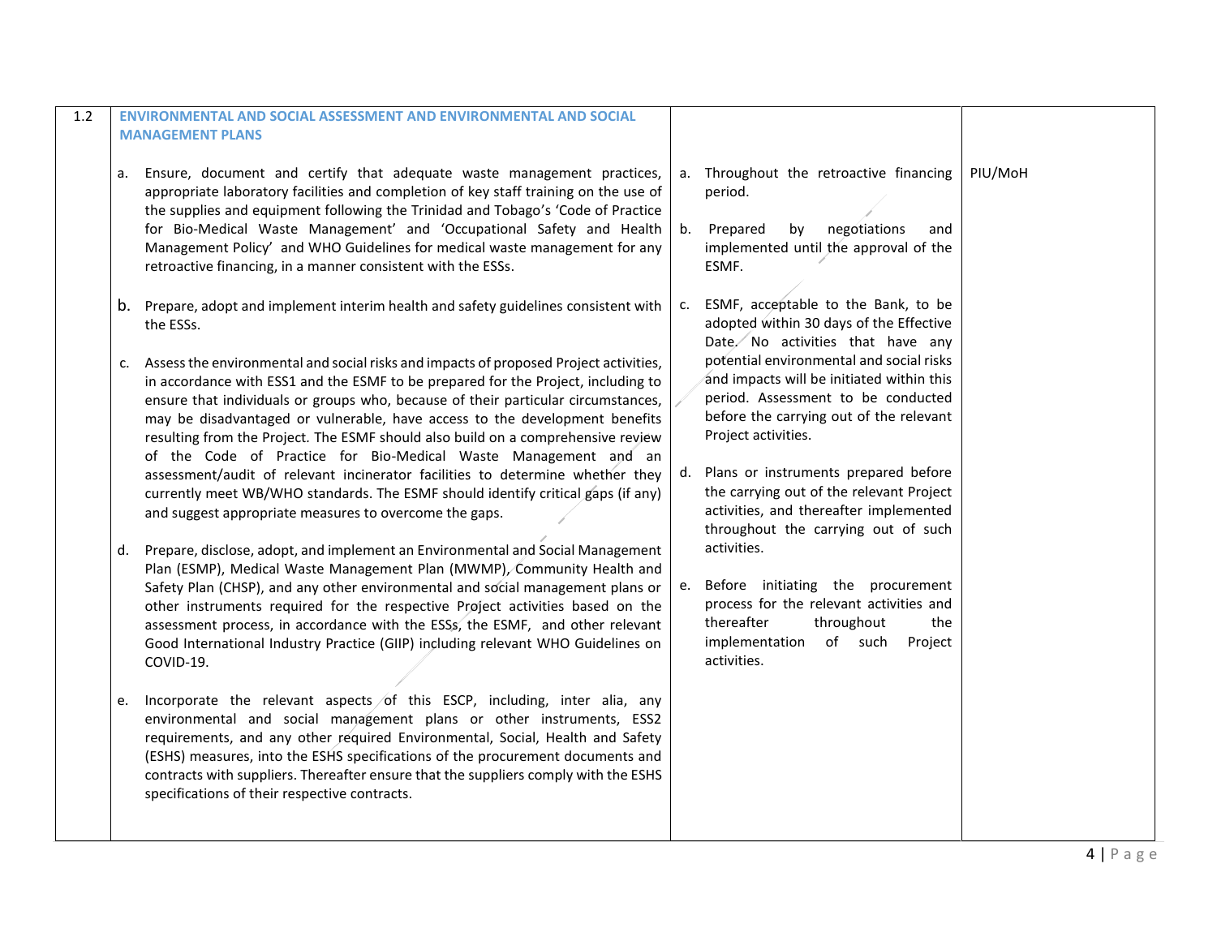| | | | |
|---|---|---|---|
| 1.2 | **ENVIRONMENTAL AND SOCIAL ASSESSMENT AND ENVIRONMENTAL AND SOCIAL MANAGEMENT PLANS**<br><br>a. Ensure, document and certify that adequate waste management practices, appropriate laboratory facilities and completion of key staff training on the use of the supplies and equipment following the Trinidad and Tobago's 'Code of Practice for Bio-Medical Waste Management' and 'Occupational Safety and Health Management Policy' and WHO Guidelines for medical waste management for any retroactive financing, in a manner consistent with the ESSs.<br><br>b. Prepare, adopt and implement interim health and safety guidelines consistent with the ESSs.<br><br>c. Assess the environmental and social risks and impacts of proposed Project activities, in accordance with ESS1 and the ESMF to be prepared for the Project, including to ensure that individuals or groups who, because of their particular circumstances, may be disadvantaged or vulnerable, have access to the development benefits resulting from the Project. The ESMF should also build on a comprehensive review of the Code of Practice for Bio-Medical Waste Management and an assessment/audit of relevant incinerator facilities to determine whether they currently meet WB/WHO standards. The ESMF should identify critical gaps (if any) and suggest appropriate measures to overcome the gaps.<br><br>d. Prepare, disclose, adopt, and implement an Environmental and Social Management Plan (ESMP), Medical Waste Management Plan (MWMP), Community Health and Safety Plan (CHSP), and any other environmental and social management plans or other instruments required for the respective Project activities based on the assessment process, in accordance with the ESSs, the ESMF, and other relevant Good International Industry Practice (GIIP) including relevant WHO Guidelines on COVID-19.<br><br>e. Incorporate the relevant aspects of this ESCP, including, inter alia, any environmental and social management plans or other instruments, ESS2 requirements, and any other required Environmental, Social, Health and Safety (ESHS) measures, into the ESHS specifications of the procurement documents and contracts with suppliers. Thereafter ensure that the suppliers comply with the ESHS specifications of their respective contracts. | a. Throughout the retroactive financing period.<br><br>b. Prepared by negotiations and implemented until the approval of the ESMF.<br><br>c. ESMF, acceptable to the Bank, to be adopted within 30 days of the Effective Date. No activities that have any potential environmental and social risks and impacts will be initiated within this period. Assessment to be conducted before the carrying out of the relevant Project activities.<br><br>d. Plans or instruments prepared before the carrying out of the relevant Project activities, and thereafter implemented throughout the carrying out of such activities.<br><br>e. Before initiating the procurement process for the relevant activities and thereafter throughout the implementation of such Project activities. | PIU/MoH |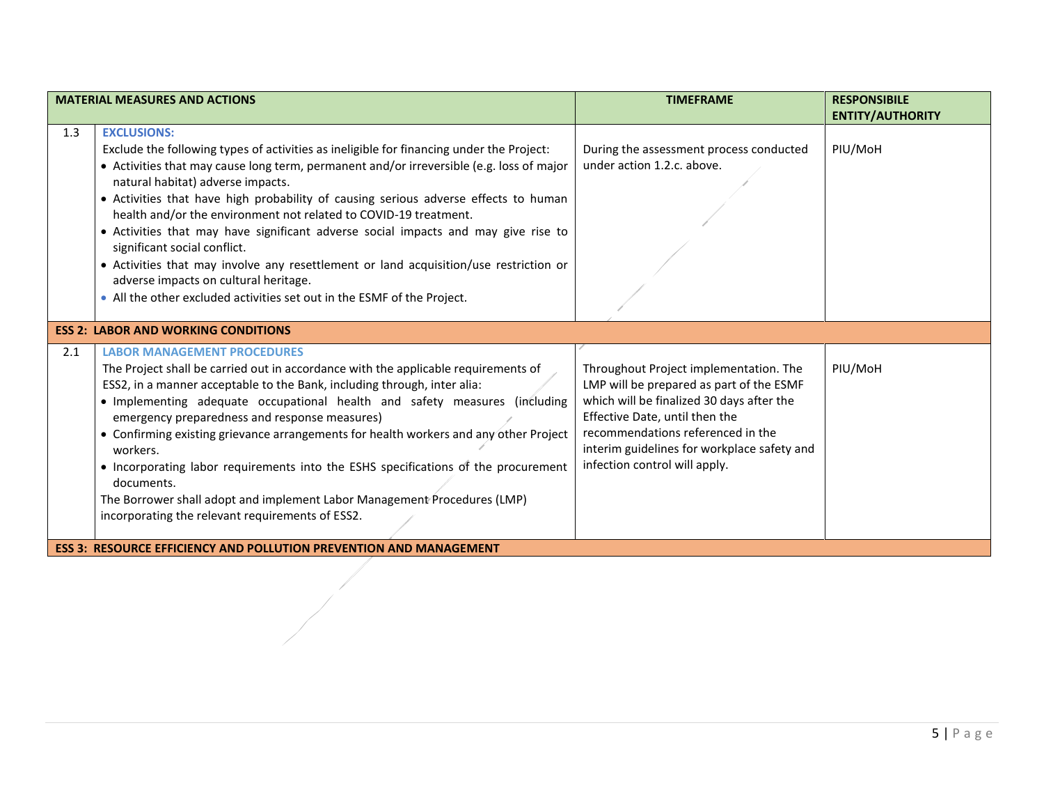| | MATERIAL MEASURES AND ACTIONS | TIMEFRAME | RESPONSIBILE ENTITY/AUTHORITY |
|---|---|---|---|
| 1.3 | **EXCLUSIONS:**<br>Exclude the following types of activities as ineligible for financing under the Project:<br>• Activities that may cause long term, permanent and/or irreversible (e.g. loss of major natural habitat) adverse impacts.<br>• Activities that have high probability of causing serious adverse effects to human health and/or the environment not related to COVID-19 treatment.<br>• Activities that may have significant adverse social impacts and may give rise to significant social conflict.<br>• Activities that may involve any resettlement or land acquisition/use restriction or adverse impacts on cultural heritage.<br>• All the other excluded activities set out in the ESMF of the Project. | During the assessment process conducted under action 1.2.c. above. | PIU/MoH |
| **ESS 2: LABOR AND WORKING CONDITIONS** | | | |
| 2.1 | **LABOR MANAGEMENT PROCEDURES**<br>The Project shall be carried out in accordance with the applicable requirements of ESS2, in a manner acceptable to the Bank, including through, inter alia:<br>• Implementing adequate occupational health and safety measures (including emergency preparedness and response measures)<br>• Confirming existing grievance arrangements for health workers and any other Project workers.<br>• Incorporating labor requirements into the ESHS specifications of the procurement documents.<br>The Borrower shall adopt and implement Labor Management Procedures (LMP) incorporating the relevant requirements of ESS2. | Throughout Project implementation. The LMP will be prepared as part of the ESMF which will be finalized 30 days after the Effective Date, until then the recommendations referenced in the interim guidelines for workplace safety and infection control will apply. | PIU/MoH |
| **ESS 3: RESOURCE EFFICIENCY AND POLLUTION PREVENTION AND MANAGEMENT** | | | |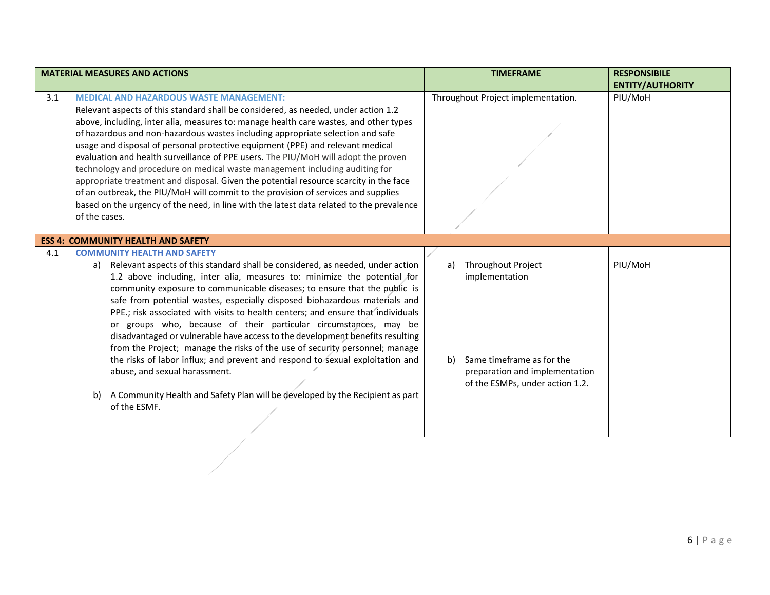| | MATERIAL MEASURES AND ACTIONS | TIMEFRAME | RESPONSIBILE ENTITY/AUTHORITY |
|---|---|---|---|
| 3.1 | **MEDICAL AND HAZARDOUS WASTE MANAGEMENT:** Relevant aspects of this standard shall be considered, as needed, under action 1.2 above, including, inter alia, measures to: manage health care wastes, and other types of hazardous and non-hazardous wastes including appropriate selection and safe usage and disposal of personal protective equipment (PPE) and relevant medical evaluation and health surveillance of PPE users. The PIU/MoH will adopt the proven technology and procedure on medical waste management including auditing for appropriate treatment and disposal. Given the potential resource scarcity in the face of an outbreak, the PIU/MoH will commit to the provision of services and supplies based on the urgency of the need, in line with the latest data related to the prevalence of the cases. | Throughout Project implementation. | PIU/MoH |
| **ESS 4: COMMUNITY HEALTH AND SAFETY** | | | |
| 4.1 | **COMMUNITY HEALTH AND SAFETY** a) Relevant aspects of this standard shall be considered, as needed, under action 1.2 above including, inter alia, measures to: minimize the potential for community exposure to communicable diseases; to ensure that the public is safe from potential wastes, especially disposed biohazardous materials and PPE.; risk associated with visits to health centers; and ensure that individuals or groups who, because of their particular circumstances, may be disadvantaged or vulnerable have access to the development benefits resulting from the Project; manage the risks of the use of security personnel; manage the risks of labor influx; and prevent and respond to sexual exploitation and abuse, and sexual harassment. b) A Community Health and Safety Plan will be developed by the Recipient as part of the ESMF. | a) Throughout Project implementation b) Same timeframe as for the preparation and implementation of the ESMPs, under action 1.2. | PIU/MoH |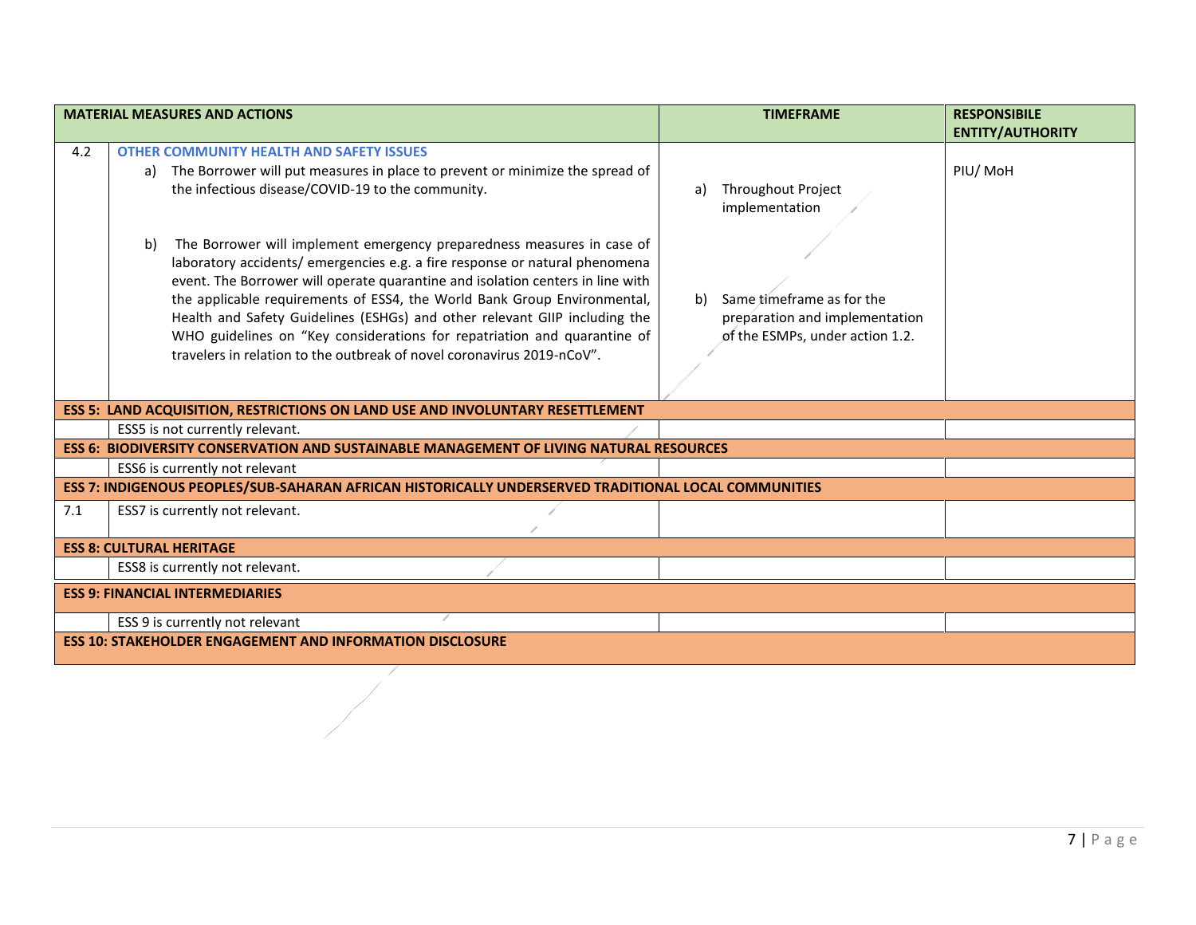| MATERIAL MEASURES AND ACTIONS | | TIMEFRAME | RESPONSIBILE ENTITY/AUTHORITY |
|---|---|---|---|
| 4.2 | **OTHER COMMUNITY HEALTH AND SAFETY ISSUES**<br>a) The Borrower will put measures in place to prevent or minimize the spread of the infectious disease/COVID-19 to the community.<br><br>b) The Borrower will implement emergency preparedness measures in case of laboratory accidents/ emergencies e.g. a fire response or natural phenomena event. The Borrower will operate quarantine and isolation centers in line with the applicable requirements of ESS4, the World Bank Group Environmental, Health and Safety Guidelines (ESHGs) and other relevant GIIP including the WHO guidelines on "Key considerations for repatriation and quarantine of travelers in relation to the outbreak of novel coronavirus 2019-nCoV". | a) Throughout Project implementation<br><br>b) Same timeframe as for the preparation and implementation of the ESMPs, under action 1.2. | PIU/ MoH |
| **ESS 5: LAND ACQUISITION, RESTRICTIONS ON LAND USE AND INVOLUNTARY RESETTLEMENT** | | | |
| | ESS5 is not currently relevant. | | |
| **ESS 6: BIODIVERSITY CONSERVATION AND SUSTAINABLE MANAGEMENT OF LIVING NATURAL RESOURCES** | | | |
| | ESS6 is currently not relevant | | |
| **ESS 7: INDIGENOUS PEOPLES/SUB-SAHARAN AFRICAN HISTORICALLY UNDERSERVED TRADITIONAL LOCAL COMMUNITIES** | | | |
| 7.1 | ESS7 is currently not relevant. | | |
| **ESS 8: CULTURAL HERITAGE** | | | |
| | ESS8 is currently not relevant. | | |
| **ESS 9: FINANCIAL INTERMEDIARIES** | | | |
| | ESS 9 is currently not relevant | | |
| **ESS 10: STAKEHOLDER ENGAGEMENT AND INFORMATION DISCLOSURE** | | | |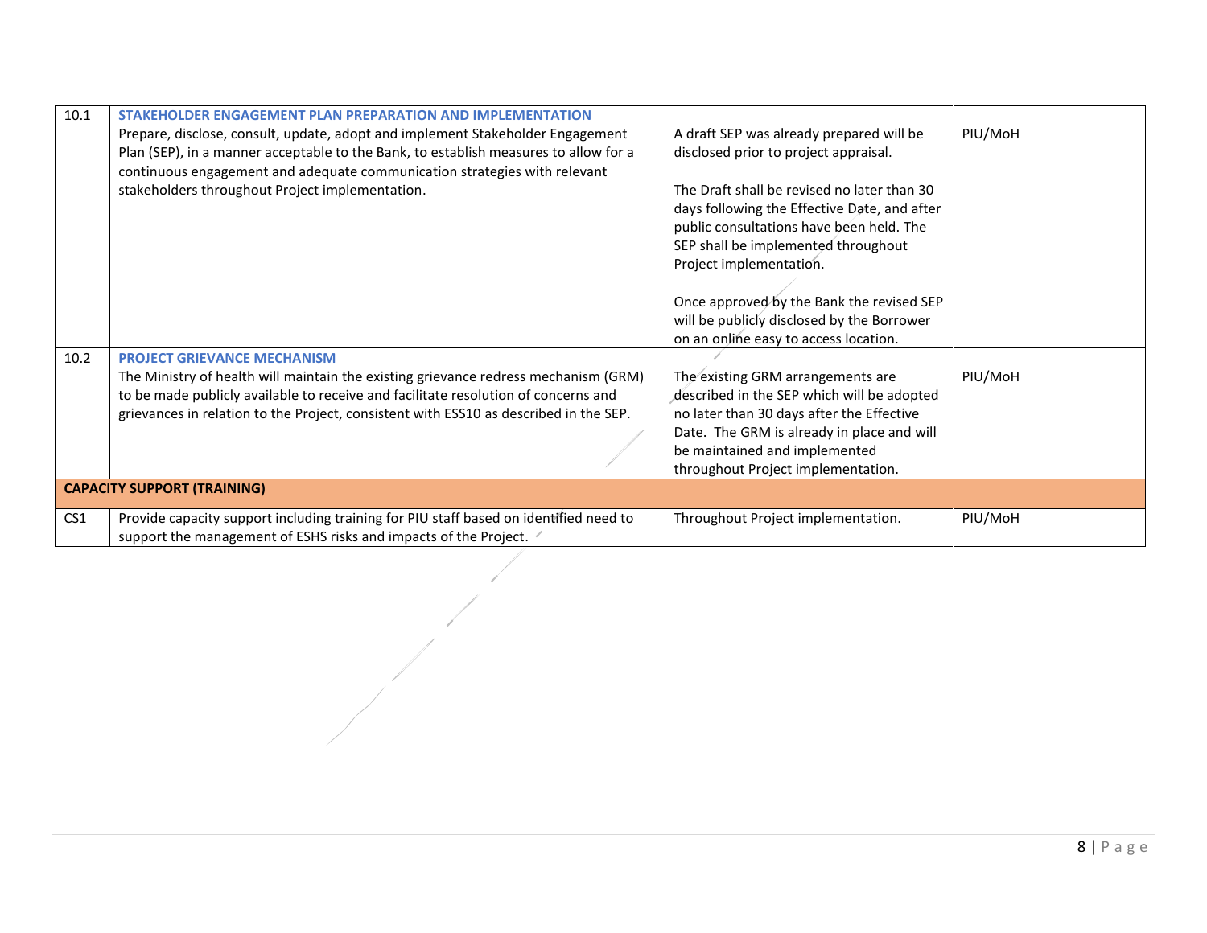| | | | |
|---|---|---|---|
| 10.1 | **STAKEHOLDER ENGAGEMENT PLAN PREPARATION AND IMPLEMENTATION**<br>Prepare, disclose, consult, update, adopt and implement Stakeholder Engagement Plan (SEP), in a manner acceptable to the Bank, to establish measures to allow for a continuous engagement and adequate communication strategies with relevant stakeholders throughout Project implementation. | A draft SEP was already prepared will be disclosed prior to project appraisal.<br><br>The Draft shall be revised no later than 30 days following the Effective Date, and after public consultations have been held. The SEP shall be implemented throughout Project implementation.<br><br>Once approved by the Bank the revised SEP will be publicly disclosed by the Borrower on an online easy to access location. | PIU/MoH |
| 10.2 | **PROJECT GRIEVANCE MECHANISM**<br>The Ministry of health will maintain the existing grievance redress mechanism (GRM) to be made publicly available to receive and facilitate resolution of concerns and grievances in relation to the Project, consistent with ESS10 as described in the SEP. | The existing GRM arrangements are described in the SEP which will be adopted no later than 30 days after the Effective Date. The GRM is already in place and will be maintained and implemented throughout Project implementation. | PIU/MoH |
| **CAPACITY SUPPORT (TRAINING)** | | | |
| CS1 | Provide capacity support including training for PIU staff based on identified need to support the management of ESHS risks and impacts of the Project. | Throughout Project implementation. | PIU/MoH |